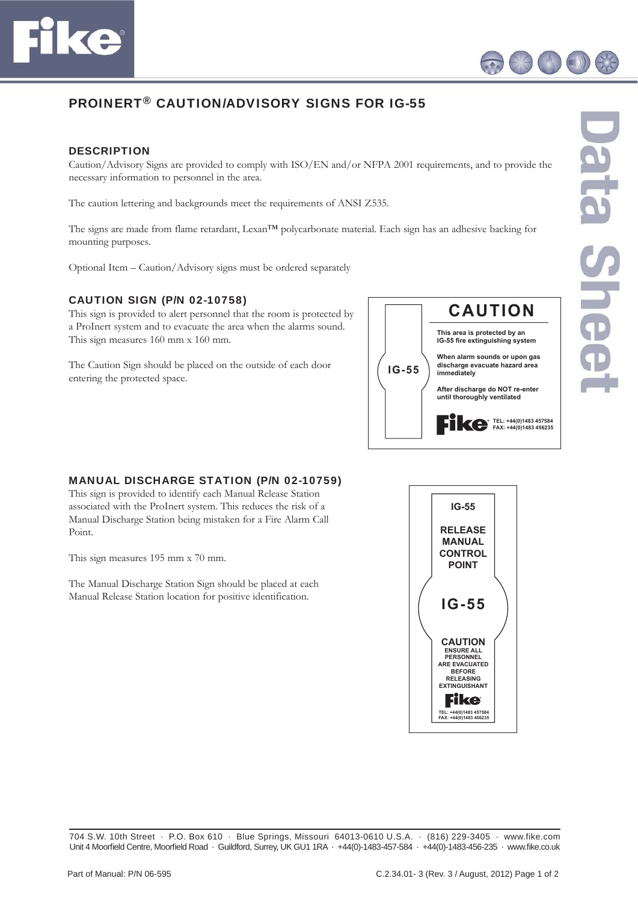# PROINERT® CAUTION/ADVISORY SIGNS FOR IG-55

## DESCRIPTION

Caution/Advisory Signs are provided to comply with ISO/EN and/or NFPA 2001 requirements, and to provide the necessary information to personnel in the area.

The caution lettering and backgrounds meet the requirements of ANSI Z535.

The signs are made from flame retardant, Lexan™ polycarbonate material. Each sign has an adhesive backing for mounting purposes.

Optional Item – Caution/Advisory signs must be ordered separately

## CAUTION SIGN (P/N 02-10758)

This sign is provided to alert personnel that the room is protected by a ProInert system and to evacuate the area when the alarms sound. This sign measures 160 mm x 160 mm.

The Caution Sign should be placed on the outside of each door entering the protected space.

IG-55

**CAUTION**

This area is protected by an IG-55 fire extinguishing system

When alarm sounds or upon gas discharge evacuate hazard area immediately

After discharge do NOT re-enter until thoroughly ventilated

Fike TEL: +44(0)1483 457584 FAX: +44(0)1483 456235

## MANUAL DISCHARGE STATION (P/N 02-10759)

This sign is provided to identify each Manual Release Station associated with the ProInert system. This reduces the risk of a Manual Discharge Station being mistaken for a Fire Alarm Call Point.

This sign measures 195 mm x 70 mm.

The Manual Discharge Station Sign should be placed at each Manual Release Station location for positive identification.

IG-55

RELEASE MANUAL CONTROL POINT

IG-55

CAUTION

ENSURE ALL PERSONNEL ARE EVACUATED BEFORE RELEASING EXTINGUISHANT

Fike

TEL: +44(0)1483 457584
FAX: +44(0)1483 456235

704 S.W. 10th Street · P.O. Box 610 · Blue Springs, Missouri 64013-0610 U.S.A. · (816) 229-3405 · www.fike.com
Unit 4 Moorfield Centre, Moorfield Road · Guildford, Surrey, UK GU1 1RA · +44(0)-1483-457-584 · +44(0)-1483-456-235 · www.fike.co.uk

Part of Manual: P/N 06-595

C.2.34.01- 3 (Rev. 3 / August, 2012)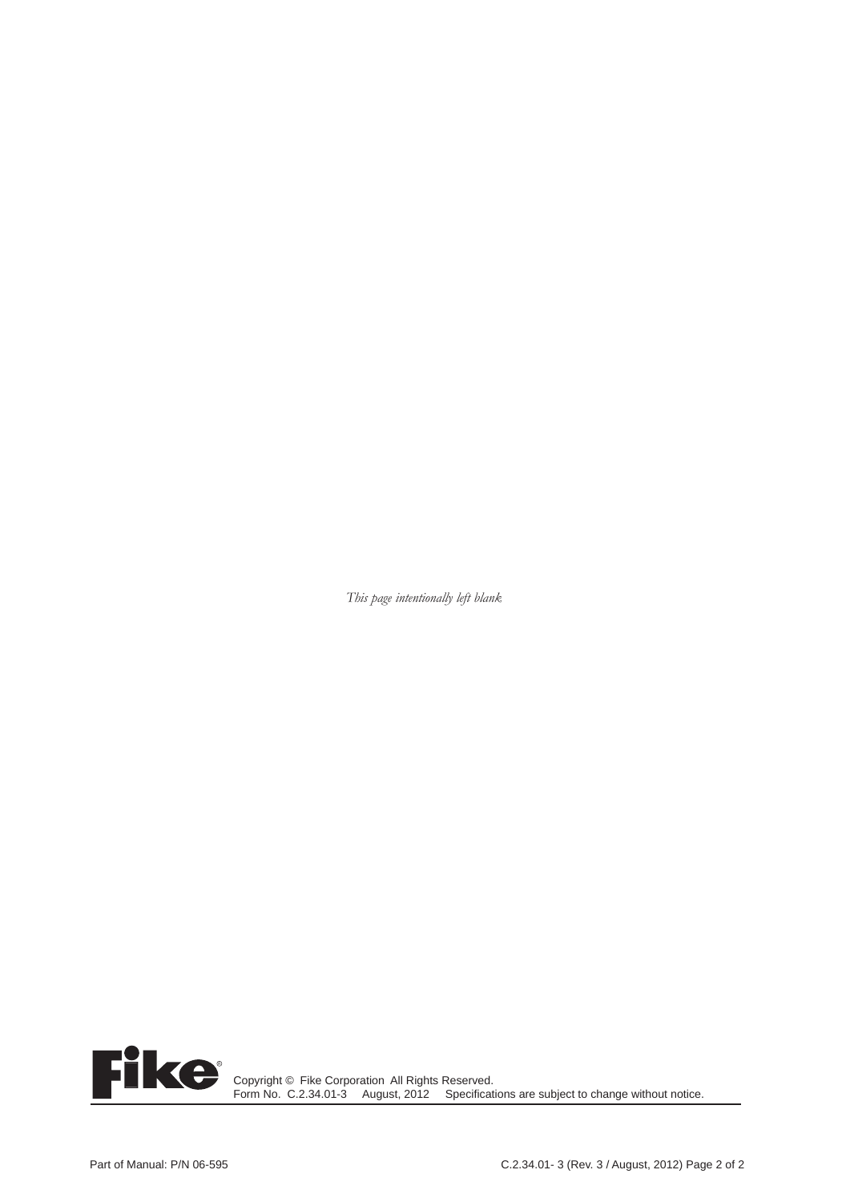*This page intentionally left blank.*

Copyright © Fike Corporation All Rights Reserved.
Form No. C.2.34.01-3 August, 2012 Specifications are subject to change without notice.